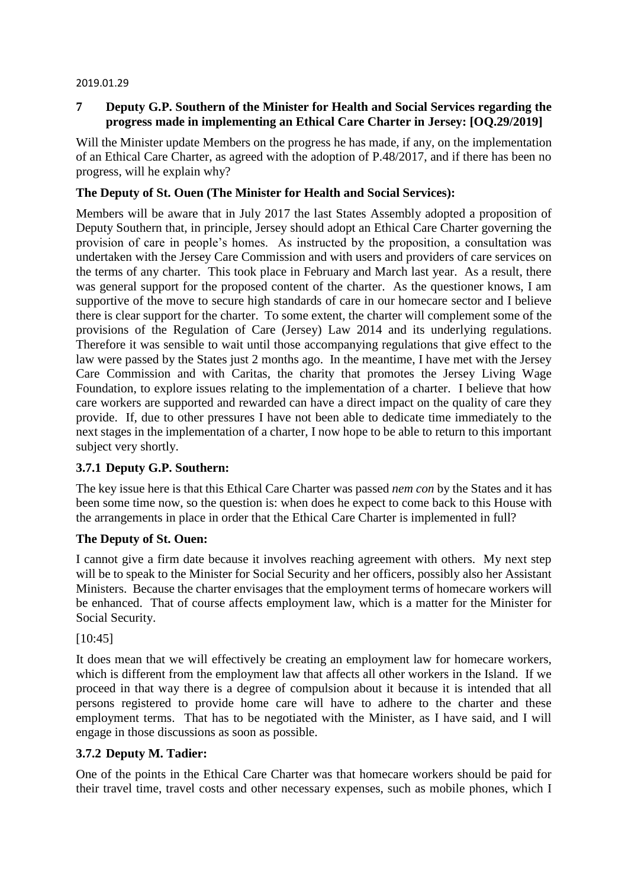2019.01.29

## 7 Deputy G.P. Southern of the Minister for Health and Social Services regarding the progress made in implementing an Ethical Care Charter in Jersey: [OQ.29/2019]

Will the Minister update Members on the progress he has made, if any, on the implementation of an Ethical Care Charter, as agreed with the adoption of P.48/2017, and if there has been no progress, will he explain why?

### The Deputy of St. Ouen (The Minister for Health and Social Services):

Members will be aware that in July 2017 the last States Assembly adopted a proposition of Deputy Southern that, in principle, Jersey should adopt an Ethical Care Charter governing the provision of care in people's homes. As instructed by the proposition, a consultation was undertaken with the Jersey Care Commission and with users and providers of care services on the terms of any charter. This took place in February and March last year. As a result, there was general support for the proposed content of the charter. As the questioner knows, I am supportive of the move to secure high standards of care in our homecare sector and I believe there is clear support for the charter. To some extent, the charter will complement some of the provisions of the Regulation of Care (Jersey) Law 2014 and its underlying regulations. Therefore it was sensible to wait until those accompanying regulations that give effect to the law were passed by the States just 2 months ago. In the meantime, I have met with the Jersey Care Commission and with Caritas, the charity that promotes the Jersey Living Wage Foundation, to explore issues relating to the implementation of a charter. I believe that how care workers are supported and rewarded can have a direct impact on the quality of care they provide. If, due to other pressures I have not been able to dedicate time immediately to the next stages in the implementation of a charter, I now hope to be able to return to this important subject very shortly.

### 3.7.1 Deputy G.P. Southern:

The key issue here is that this Ethical Care Charter was passed *nem con* by the States and it has been some time now, so the question is: when does he expect to come back to this House with the arrangements in place in order that the Ethical Care Charter is implemented in full?

### The Deputy of St. Ouen:

I cannot give a firm date because it involves reaching agreement with others. My next step will be to speak to the Minister for Social Security and her officers, possibly also her Assistant Ministers. Because the charter envisages that the employment terms of homecare workers will be enhanced. That of course affects employment law, which is a matter for the Minister for Social Security.

[10:45]

It does mean that we will effectively be creating an employment law for homecare workers, which is different from the employment law that affects all other workers in the Island. If we proceed in that way there is a degree of compulsion about it because it is intended that all persons registered to provide home care will have to adhere to the charter and these employment terms. That has to be negotiated with the Minister, as I have said, and I will engage in those discussions as soon as possible.

### 3.7.2 Deputy M. Tadier:

One of the points in the Ethical Care Charter was that homecare workers should be paid for their travel time, travel costs and other necessary expenses, such as mobile phones, which I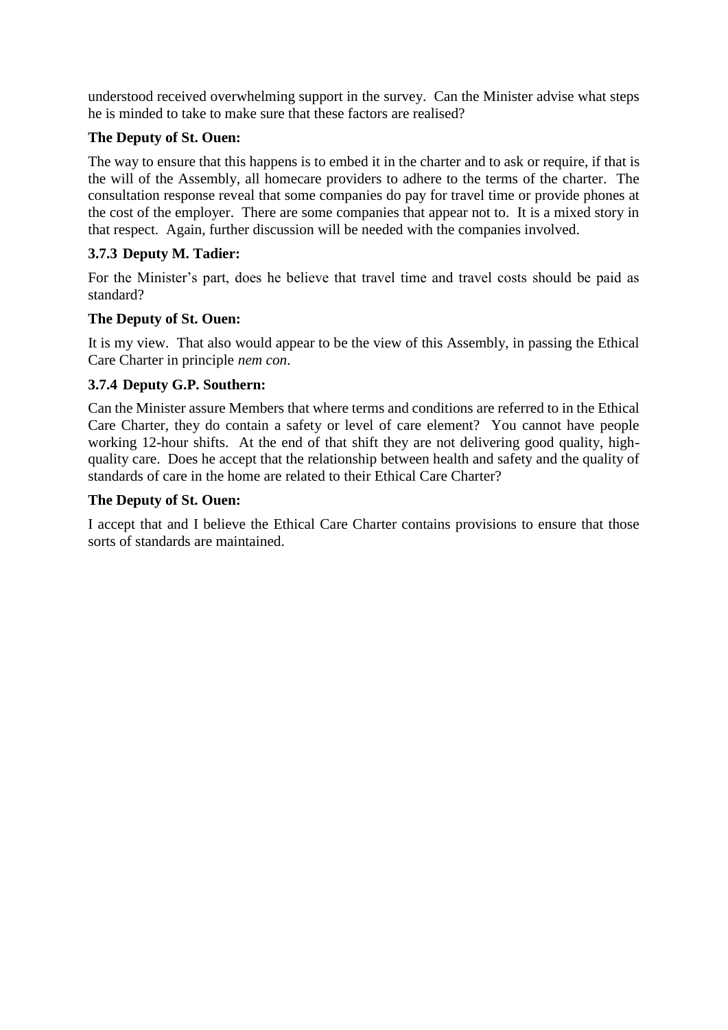understood received overwhelming support in the survey. Can the Minister advise what steps he is minded to take to make sure that these factors are realised?

**The Deputy of St. Ouen:**

The way to ensure that this happens is to embed it in the charter and to ask or require, if that is the will of the Assembly, all homecare providers to adhere to the terms of the charter. The consultation response reveal that some companies do pay for travel time or provide phones at the cost of the employer. There are some companies that appear not to. It is a mixed story in that respect. Again, further discussion will be needed with the companies involved.

**3.7.3 Deputy M. Tadier:**

For the Minister's part, does he believe that travel time and travel costs should be paid as standard?

**The Deputy of St. Ouen:**

It is my view. That also would appear to be the view of this Assembly, in passing the Ethical Care Charter in principle *nem con*.

**3.7.4 Deputy G.P. Southern:**

Can the Minister assure Members that where terms and conditions are referred to in the Ethical Care Charter, they do contain a safety or level of care element? You cannot have people working 12-hour shifts. At the end of that shift they are not delivering good quality, high-quality care. Does he accept that the relationship between health and safety and the quality of standards of care in the home are related to their Ethical Care Charter?

**The Deputy of St. Ouen:**

I accept that and I believe the Ethical Care Charter contains provisions to ensure that those sorts of standards are maintained.